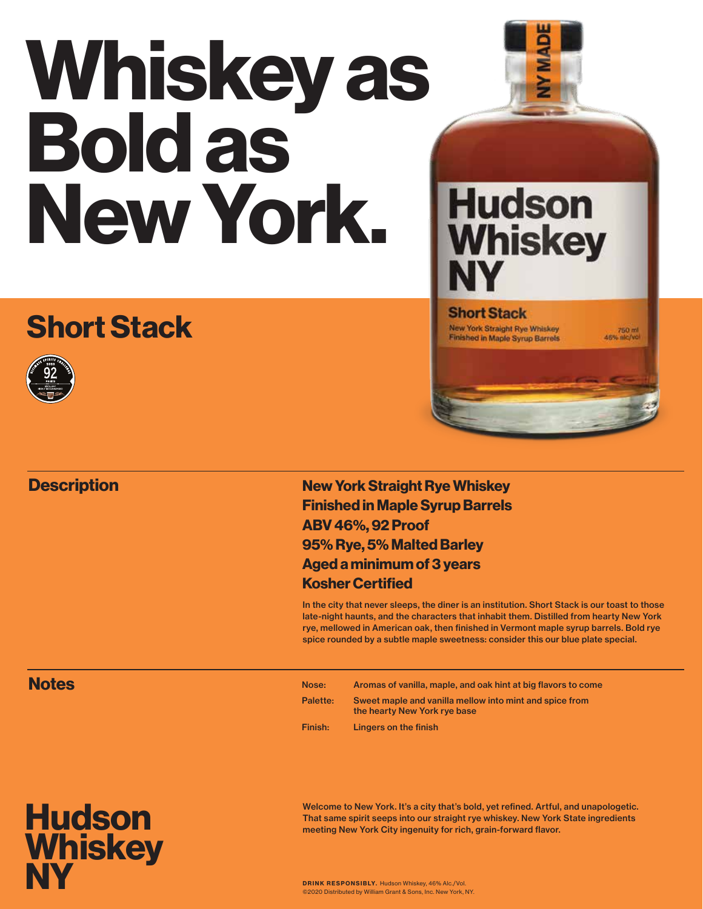# Whiskey as Bold as New York.

## Short Stack

## Description

**New York Straight Rye Whiskey**
**Finished in Maple Syrup Barrels**
**ABV 46%, 92 Proof**
**95% Rye, 5% Malted Barley**
**Aged a minimum of 3 years**
**Kosher Certified**

In the city that never sleeps, the diner is an institution. Short Stack is our toast to those late-night haunts, and the characters that inhabit them. Distilled from hearty New York rye, mellowed in American oak, then finished in Vermont maple syrup barrels. Bold rye spice rounded by a subtle maple sweetness: consider this our blue plate special.

## Notes

| | |
|---|---|
| Nose: | Aromas of vanilla, maple, and oak hint at big flavors to come |
| Palette: | Sweet maple and vanilla mellow into mint and spice from the hearty New York rye base |
| Finish: | Lingers on the finish |

**Hudson Whiskey NY**

Welcome to New York. It's a city that's bold, yet refined. Artful, and unapologetic. That same spirit seeps into our straight rye whiskey. New York State ingredients meeting New York City ingenuity for rich, grain-forward flavor.

**DRINK RESPONSIBLY.** Hudson Whiskey, 46% Alc./Vol.
©2020 Distributed by William Grant & Sons, Inc. New York, NY.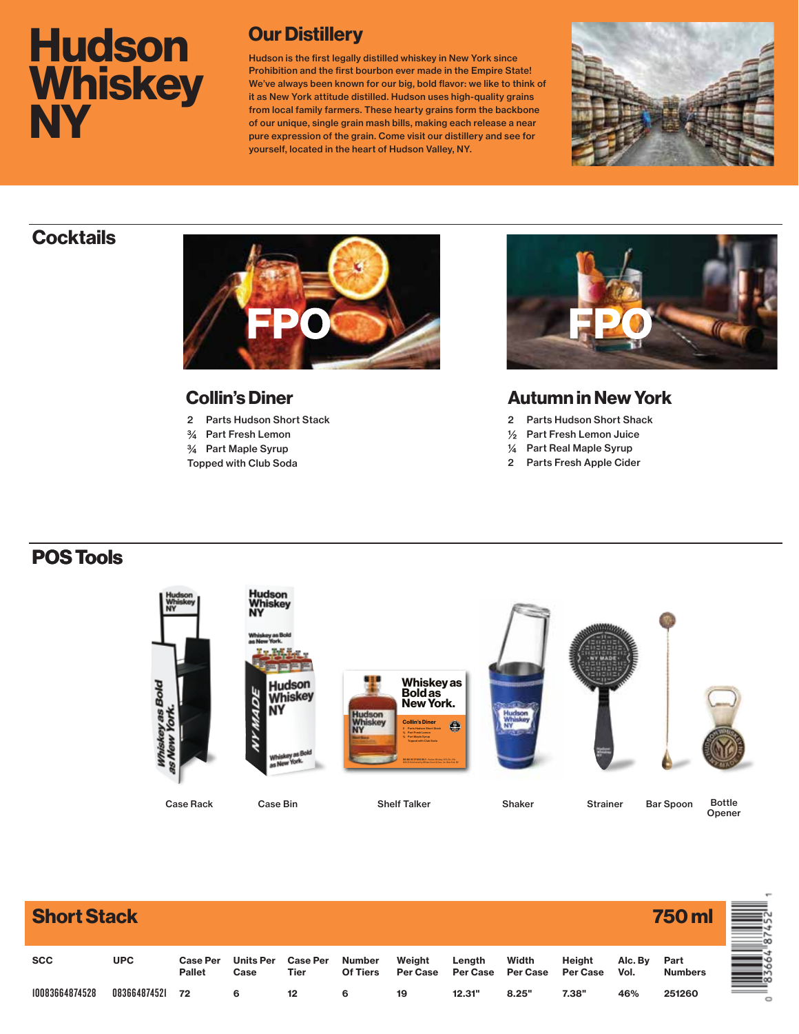# Hudson Whiskey NY

## Our Distillery

Hudson is the first legally distilled whiskey in New York since Prohibition and the first bourbon ever made in the Empire State! We've always been known for our big, bold flavor: we like to think of it as New York attitude distilled. Hudson uses high-quality grains from local family farmers. These hearty grains form the backbone of our unique, single grain mash bills, making each release a near pure expression of the grain. Come visit our distillery and see for yourself, located in the heart of Hudson Valley, NY.

## Cocktails

FPO

### Collin's Diner

2 Parts Hudson Short Stack
¾ Part Fresh Lemon
¾ Part Maple Syrup
Topped with Club Soda

FPO

### Autumn in New York

2 Parts Hudson Short Shack
½ Part Fresh Lemon Juice
¼ Part Real Maple Syrup
2 Parts Fresh Apple Cider

## POS Tools

Case Rack

Case Bin

Shelf Talker

Shaker

Strainer

Bar Spoon

Bottle Opener

## Short Stack — 750 ml

| SCC | UPC | Case Per Pallet | Units Per Case | Case Per Tier | Number Of Tiers | Weight Per Case | Length Per Case | Width Per Case | Height Per Case | Alc. By Vol. | Part Numbers |
|---|---|---|---|---|---|---|---|---|---|---|---|
| 10083664874528 | 083664874521 | 72 | 6 | 12 | 6 | 19 | 12.31" | 8.25" | 7.38" | 46% | 251260 |